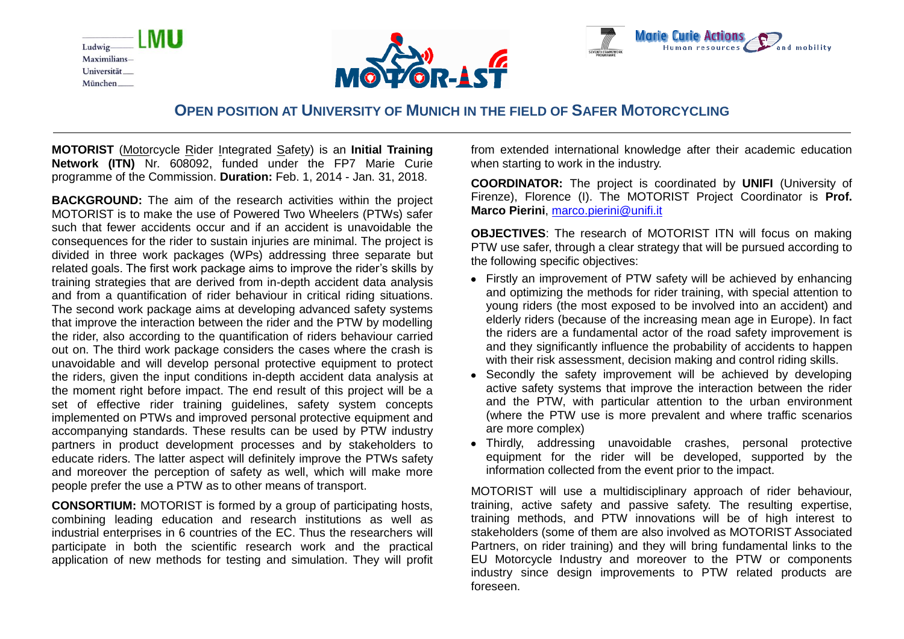# OPEN POSITION AT UNIVERSITY OF MUNICH IN THE FIELD OF SAFER MOTORCYCLING

**MOTORIST** (Motorcycle Rider Integrated Safety) is an **Initial Training Network (ITN)** Nr. 608092, funded under the FP7 Marie Curie programme of the Commission. **Duration:** Feb. 1, 2014 - Jan. 31, 2018.

**BACKGROUND:** The aim of the research activities within the project MOTORIST is to make the use of Powered Two Wheelers (PTWs) safer such that fewer accidents occur and if an accident is unavoidable the consequences for the rider to sustain injuries are minimal. The project is divided in three work packages (WPs) addressing three separate but related goals. The first work package aims to improve the rider's skills by training strategies that are derived from in-depth accident data analysis and from a quantification of rider behaviour in critical riding situations. The second work package aims at developing advanced safety systems that improve the interaction between the rider and the PTW by modelling the rider, also according to the quantification of riders behaviour carried out on. The third work package considers the cases where the crash is unavoidable and will develop personal protective equipment to protect the riders, given the input conditions in-depth accident data analysis at the moment right before impact. The end result of this project will be a set of effective rider training guidelines, safety system concepts implemented on PTWs and improved personal protective equipment and accompanying standards. These results can be used by PTW industry partners in product development processes and by stakeholders to educate riders. The latter aspect will definitely improve the PTWs safety and moreover the perception of safety as well, which will make more people prefer the use a PTW as to other means of transport.

**CONSORTIUM:** MOTORIST is formed by a group of participating hosts, combining leading education and research institutions as well as industrial enterprises in 6 countries of the EC. Thus the researchers will participate in both the scientific research work and the practical application of new methods for testing and simulation. They will profit from extended international knowledge after their academic education when starting to work in the industry.

**COORDINATOR:** The project is coordinated by **UNIFI** (University of Firenze), Florence (I). The MOTORIST Project Coordinator is **Prof. Marco Pierini**, marco.pierini@unifi.it

**OBJECTIVES**: The research of MOTORIST ITN will focus on making PTW use safer, through a clear strategy that will be pursued according to the following specific objectives:

- Firstly an improvement of PTW safety will be achieved by enhancing and optimizing the methods for rider training, with special attention to young riders (the most exposed to be involved into an accident) and elderly riders (because of the increasing mean age in Europe). In fact the riders are a fundamental actor of the road safety improvement is and they significantly influence the probability of accidents to happen with their risk assessment, decision making and control riding skills.
- Secondly the safety improvement will be achieved by developing active safety systems that improve the interaction between the rider and the PTW, with particular attention to the urban environment (where the PTW use is more prevalent and where traffic scenarios are more complex)
- Thirdly, addressing unavoidable crashes, personal protective equipment for the rider will be developed, supported by the information collected from the event prior to the impact.

MOTORIST will use a multidisciplinary approach of rider behaviour, training, active safety and passive safety. The resulting expertise, training methods, and PTW innovations will be of high interest to stakeholders (some of them are also involved as MOTORIST Associated Partners, on rider training) and they will bring fundamental links to the EU Motorcycle Industry and moreover to the PTW or components industry since design improvements to PTW related products are foreseen.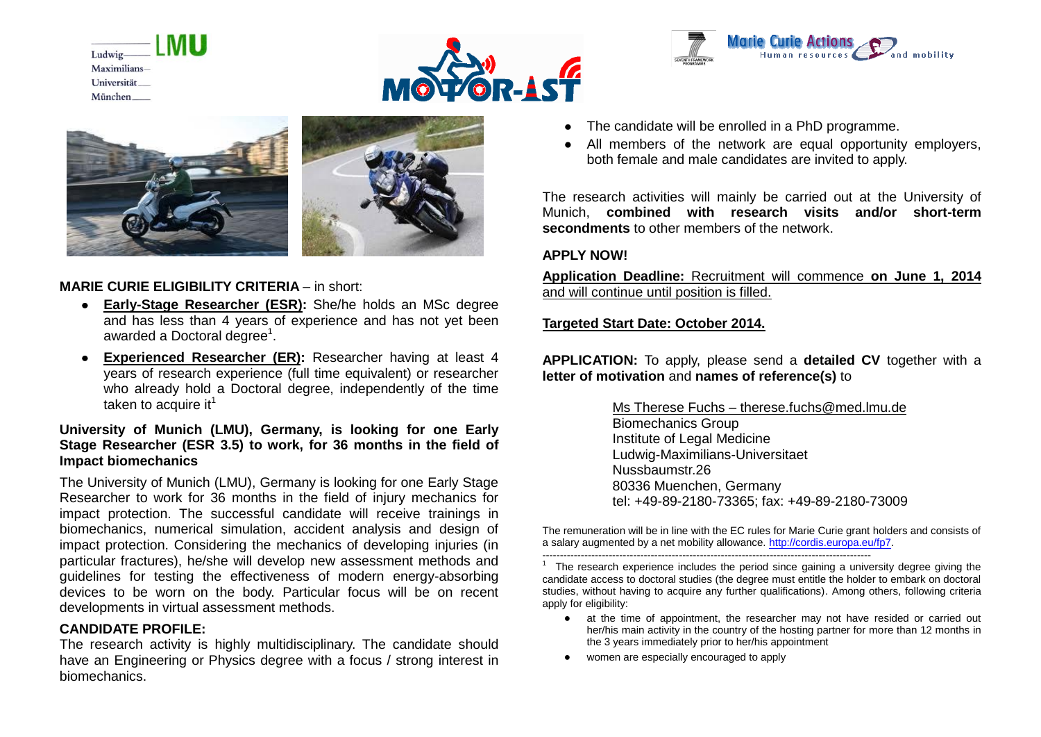**MARIE CURIE ELIGIBILITY CRITERIA** – in short:

- **Early-Stage Researcher (ESR):** She/he holds an MSc degree and has less than 4 years of experience and has not yet been awarded a Doctoral degree[1].
- **Experienced Researcher (ER):** Researcher having at least 4 years of research experience (full time equivalent) or researcher who already hold a Doctoral degree, independently of the time taken to acquire it[1]

**University of Munich (LMU), Germany, is looking for one Early Stage Researcher (ESR 3.5) to work, for 36 months in the field of Impact biomechanics**

The University of Munich (LMU), Germany is looking for one Early Stage Researcher to work for 36 months in the field of injury mechanics for impact protection. The successful candidate will receive trainings in biomechanics, numerical simulation, accident analysis and design of impact protection. Considering the mechanics of developing injuries (in particular fractures), he/she will develop new assessment methods and guidelines for testing the effectiveness of modern energy-absorbing devices to be worn on the body. Particular focus will be on recent developments in virtual assessment methods.

**CANDIDATE PROFILE:**

The research activity is highly multidisciplinary. The candidate should have an Engineering or Physics degree with a focus / strong interest in biomechanics.

- The candidate will be enrolled in a PhD programme.
- All members of the network are equal opportunity employers, both female and male candidates are invited to apply.

The research activities will mainly be carried out at the University of Munich, **combined with research visits and/or short-term secondments** to other members of the network.

**APPLY NOW!**

**Application Deadline:** Recruitment will commence **on June 1, 2014** and will continue until position is filled.

**Targeted Start Date: October 2014.**

**APPLICATION:** To apply, please send a **detailed CV** together with a **letter of motivation** and **names of reference(s)** to

Ms Therese Fuchs – therese.fuchs@med.lmu.de
Biomechanics Group
Institute of Legal Medicine
Ludwig-Maximilians-Universitaet
Nussbaumstr.26
80336 Muenchen, Germany
tel: +49-89-2180-73365; fax: +49-89-2180-73009

The remuneration will be in line with the EC rules for Marie Curie grant holders and consists of a salary augmented by a net mobility allowance. http://cordis.europa.eu/fp7.

[1] The research experience includes the period since gaining a university degree giving the candidate access to doctoral studies (the degree must entitle the holder to embark on doctoral studies, without having to acquire any further qualifications). Among others, following criteria apply for eligibility:

- at the time of appointment, the researcher may not have resided or carried out her/his main activity in the country of the hosting partner for more than 12 months in the 3 years immediately prior to her/his appointment
- women are especially encouraged to apply